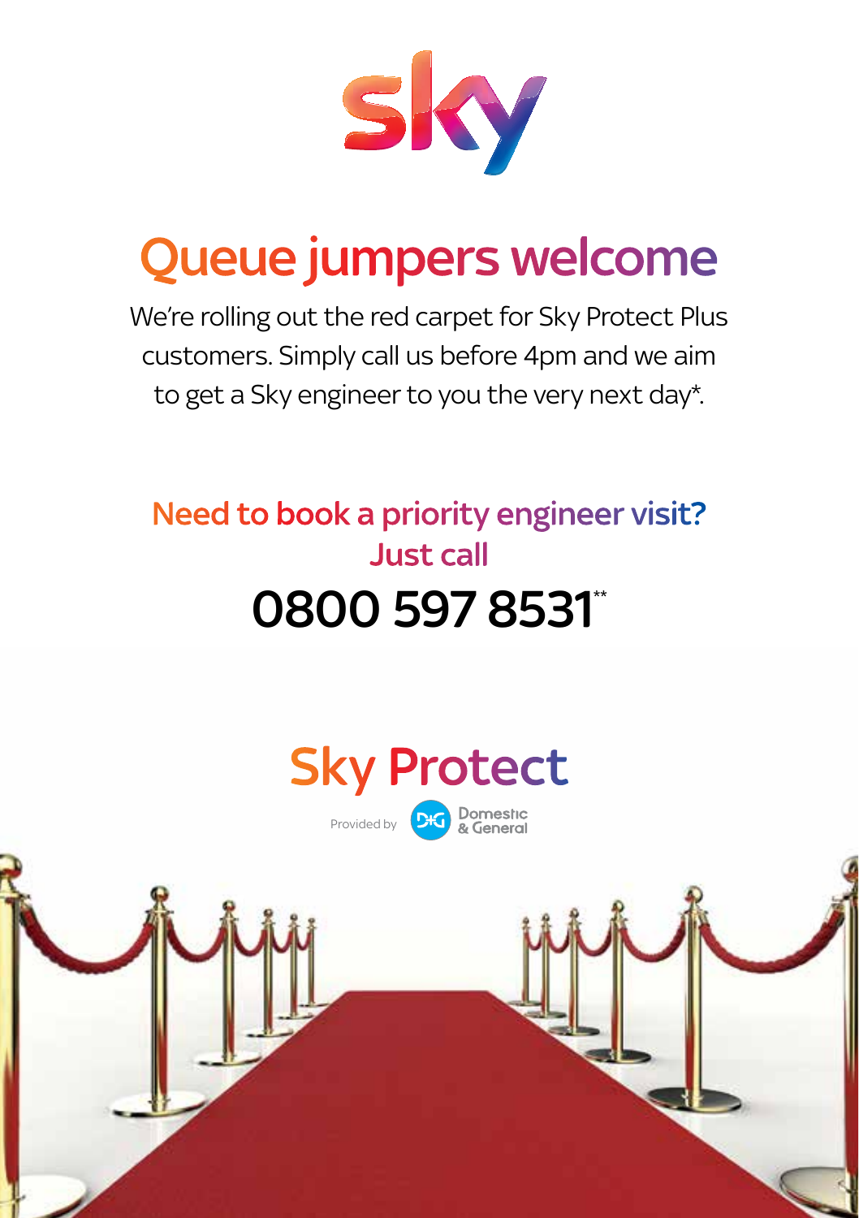sky

# Queue jumpers welcome

We're rolling out the red carpet for Sky Protect Plus customers. Simply call us before 4pm and we aim to get a Sky engineer to you the very next day*.

## Need to book a priority engineer visit? Just call

# 0800 597 8531**

Sky Protect

Provided by Domestic & General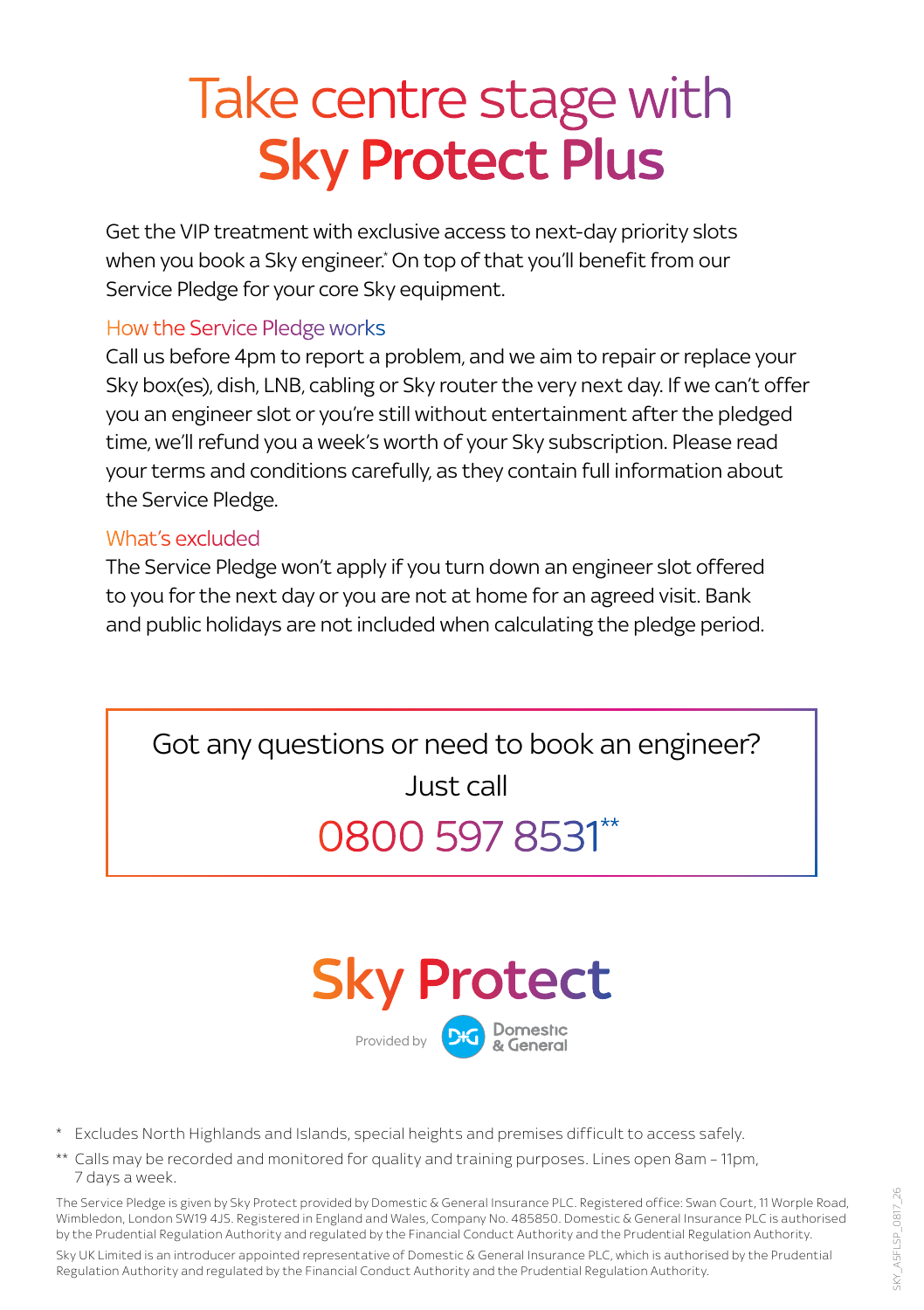# Take centre stage with Sky Protect Plus

Get the VIP treatment with exclusive access to next-day priority slots when you book a Sky engineer.* On top of that you'll benefit from our Service Pledge for your core Sky equipment.

## How the Service Pledge works

Call us before 4pm to report a problem, and we aim to repair or replace your Sky box(es), dish, LNB, cabling or Sky router the very next day. If we can't offer you an engineer slot or you're still without entertainment after the pledged time, we'll refund you a week's worth of your Sky subscription. Please read your terms and conditions carefully, as they contain full information about the Service Pledge.

## What's excluded

The Service Pledge won't apply if you turn down an engineer slot offered to you for the next day or you are not at home for an agreed visit. Bank and public holidays are not included when calculating the pledge period.

Got any questions or need to book an engineer?
Just call
**0800 597 8531****

**Sky Protect**

Provided by Domestic & General

\* Excludes North Highlands and Islands, special heights and premises difficult to access safely.

\*\* Calls may be recorded and monitored for quality and training purposes. Lines open 8am – 11pm, 7 days a week.

The Service Pledge is given by Sky Protect provided by Domestic & General Insurance PLC. Registered office: Swan Court, 11 Worple Road, Wimbledon, London SW19 4JS. Registered in England and Wales, Company No. 485850. Domestic & General Insurance PLC is authorised by the Prudential Regulation Authority and regulated by the Financial Conduct Authority and the Prudential Regulation Authority.

Sky UK Limited is an introducer appointed representative of Domestic & General Insurance PLC, which is authorised by the Prudential Regulation Authority and regulated by the Financial Conduct Authority and the Prudential Regulation Authority.

SKY_A5FLSP_0817_26